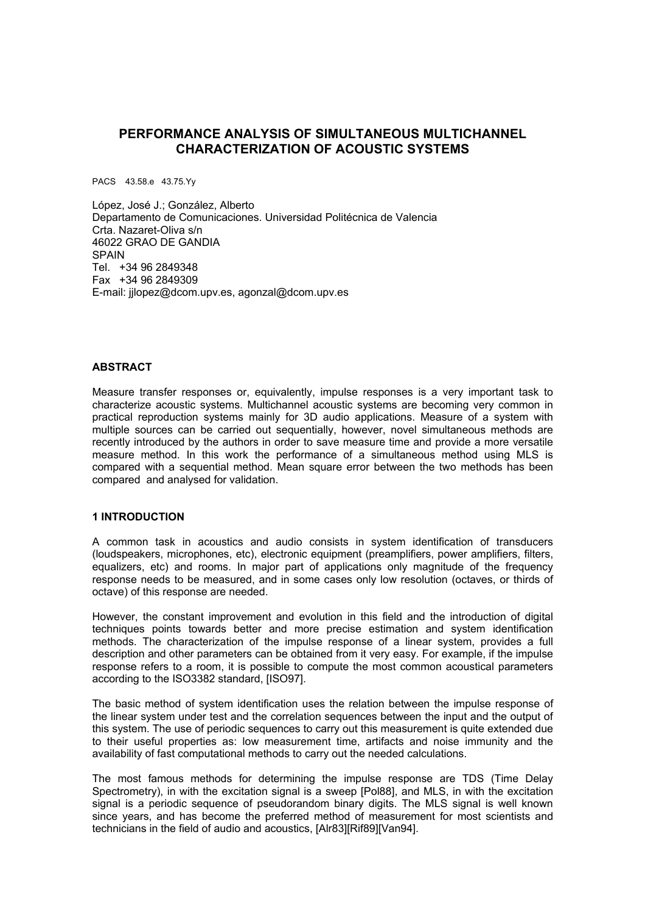# PERFORMANCE ANALYSIS OF SIMULTANEOUS MULTICHANNEL CHARACTERIZATION OF ACOUSTIC SYSTEMS

PACS 43.58.e 43.75.Yy

López, José J.; González, Alberto
Departamento de Comunicaciones. Universidad Politécnica de Valencia
Crta. Nazaret-Oliva s/n
46022 GRAO DE GANDIA
SPAIN
Tel. +34 96 2849348
Fax +34 96 2849309
E-mail: jjlopez@dcom.upv.es, agonzal@dcom.upv.es

## ABSTRACT

Measure transfer responses or, equivalently, impulse responses is a very important task to characterize acoustic systems. Multichannel acoustic systems are becoming very common in practical reproduction systems mainly for 3D audio applications. Measure of a system with multiple sources can be carried out sequentially, however, novel simultaneous methods are recently introduced by the authors in order to save measure time and provide a more versatile measure method. In this work the performance of a simultaneous method using MLS is compared with a sequential method. Mean square error between the two methods has been compared and analysed for validation.

## 1 INTRODUCTION

A common task in acoustics and audio consists in system identification of transducers (loudspeakers, microphones, etc), electronic equipment (preamplifiers, power amplifiers, filters, equalizers, etc) and rooms. In major part of applications only magnitude of the frequency response needs to be measured, and in some cases only low resolution (octaves, or thirds of octave) of this response are needed.

However, the constant improvement and evolution in this field and the introduction of digital techniques points towards better and more precise estimation and system identification methods. The characterization of the impulse response of a linear system, provides a full description and other parameters can be obtained from it very easy. For example, if the impulse response refers to a room, it is possible to compute the most common acoustical parameters according to the ISO3382 standard, [ISO97].

The basic method of system identification uses the relation between the impulse response of the linear system under test and the correlation sequences between the input and the output of this system. The use of periodic sequences to carry out this measurement is quite extended due to their useful properties as: low measurement time, artifacts and noise immunity and the availability of fast computational methods to carry out the needed calculations.

The most famous methods for determining the impulse response are TDS (Time Delay Spectrometry), in with the excitation signal is a sweep [Pol88], and MLS, in with the excitation signal is a periodic sequence of pseudorandom binary digits. The MLS signal is well known since years, and has become the preferred method of measurement for most scientists and technicians in the field of audio and acoustics, [Alr83][Rif89][Van94].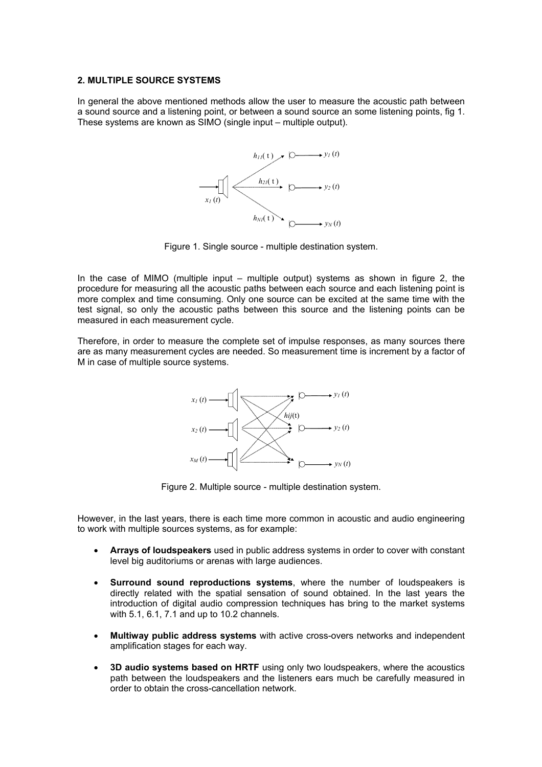## 2. MULTIPLE SOURCE SYSTEMS

In general the above mentioned methods allow the user to measure the acoustic path between a sound source and a listening point, or between a sound source an some listening points, fig 1. These systems are known as SIMO (single input – multiple output).

Figure 1. Single source - multiple destination system.

In the case of MIMO (multiple input – multiple output) systems as shown in figure 2, the procedure for measuring all the acoustic paths between each source and each listening point is more complex and time consuming. Only one source can be excited at the same time with the test signal, so only the acoustic paths between this source and the listening points can be measured in each measurement cycle.

Therefore, in order to measure the complete set of impulse responses, as many sources there are as many measurement cycles are needed. So measurement time is increment by a factor of M in case of multiple source systems.

Figure 2. Multiple source - multiple destination system.

However, in the last years, there is each time more common in acoustic and audio engineering to work with multiple sources systems, as for example:

- **Arrays of loudspeakers** used in public address systems in order to cover with constant level big auditoriums or arenas with large audiences.
- **Surround sound reproductions systems**, where the number of loudspeakers is directly related with the spatial sensation of sound obtained. In the last years the introduction of digital audio compression techniques has bring to the market systems with 5.1, 6.1, 7.1 and up to 10.2 channels.
- **Multiway public address systems** with active cross-overs networks and independent amplification stages for each way.
- **3D audio systems based on HRTF** using only two loudspeakers, where the acoustics path between the loudspeakers and the listeners ears much be carefully measured in order to obtain the cross-cancellation network.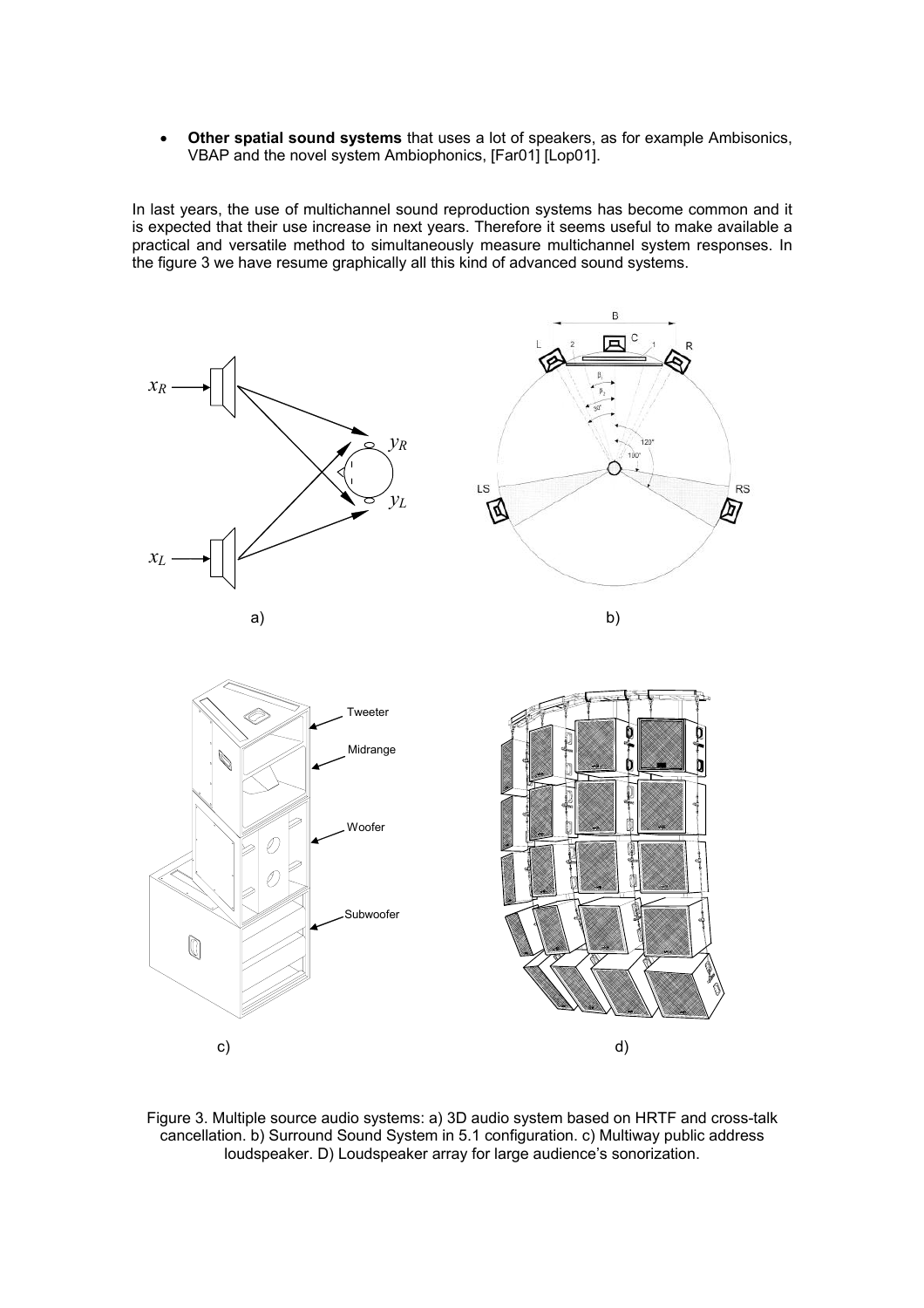- **Other spatial sound systems** that uses a lot of speakers, as for example Ambisonics, VBAP and the novel system Ambiophonics, [Far01] [Lop01].

In last years, the use of multichannel sound reproduction systems has become common and it is expected that their use increase in next years. Therefore it seems useful to make available a practical and versatile method to simultaneously measure multichannel system responses. In the figure 3 we have resume graphically all this kind of advanced sound systems.

Figure 3. Multiple source audio systems: a) 3D audio system based on HRTF and cross-talk cancellation. b) Surround Sound System in 5.1 configuration. c) Multiway public address loudspeaker. D) Loudspeaker array for large audience's sonorization.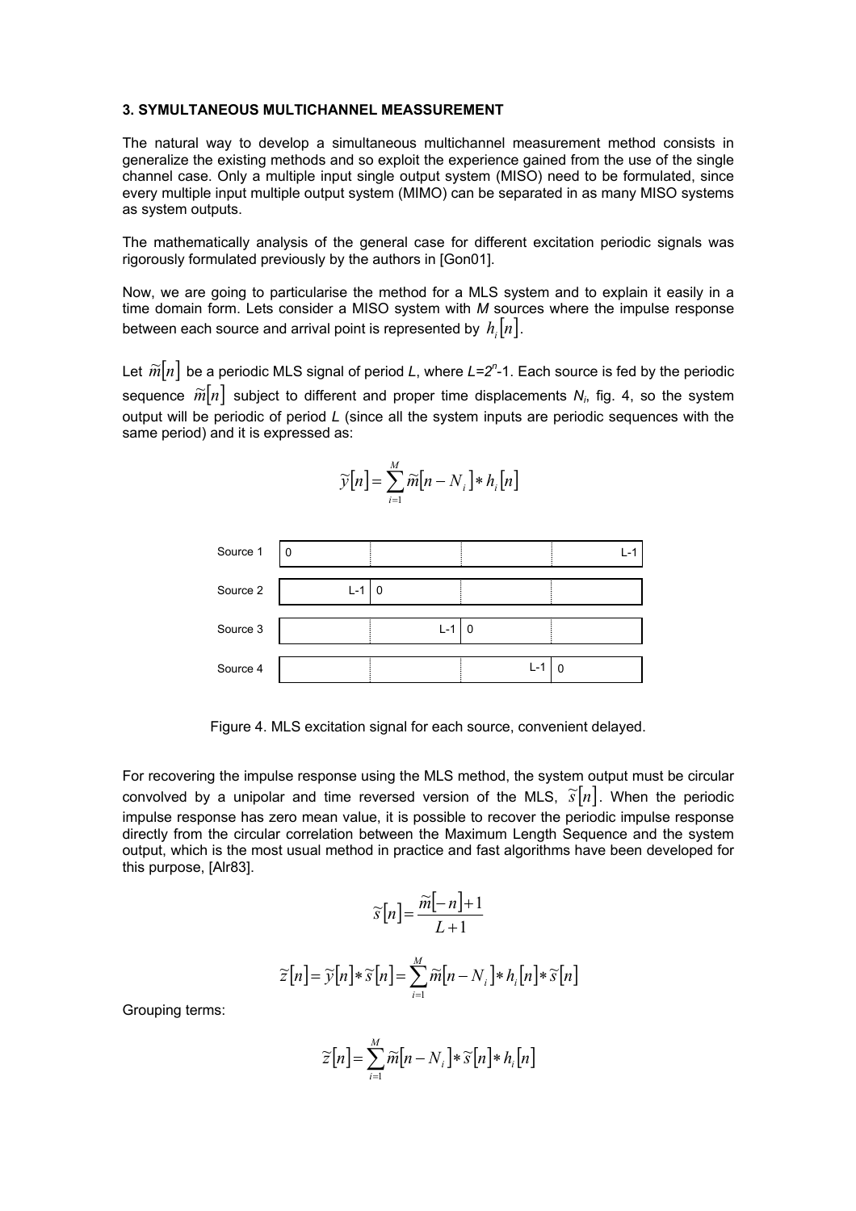### 3. SYMULTANEOUS MULTICHANNEL MEASSUREMENT

The natural way to develop a simultaneous multichannel measurement method consists in generalize the existing methods and so exploit the experience gained from the use of the single channel case. Only a multiple input single output system (MISO) need to be formulated, since every multiple input multiple output system (MIMO) can be separated in as many MISO systems as system outputs.

The mathematically analysis of the general case for different excitation periodic signals was rigorously formulated previously by the authors in [Gon01].

Now, we are going to particularise the method for a MLS system and to explain it easily in a time domain form. Lets consider a MISO system with $M$ sources where the impulse response between each source and arrival point is represented by $h_i[n]$.

Let $\widetilde{m}[n]$ be a periodic MLS signal of period $L$, where $L=2^n-1$. Each source is fed by the periodic sequence $\widetilde{m}[n]$ subject to different and proper time displacements $N_i$, fig. 4, so the system output will be periodic of period $L$ (since all the system inputs are periodic sequences with the same period) and it is expressed as:

$$\widetilde{y}[n] = \sum_{i=1}^{M} \widetilde{m}[n - N_i] * h_i[n]$$

| Source 1 | 0 | | | L-1 |
|---|---|---|---|---|
| Source 2 | L-1 | 0 | | |
| Source 3 | | L-1 | 0 | |
| Source 4 | | | L-1 | 0 |

Figure 4. MLS excitation signal for each source, convenient delayed.

For recovering the impulse response using the MLS method, the system output must be circular convolved by a unipolar and time reversed version of the MLS, $\widetilde{s}[n]$. When the periodic impulse response has zero mean value, it is possible to recover the periodic impulse response directly from the circular correlation between the Maximum Length Sequence and the system output, which is the most usual method in practice and fast algorithms have been developed for this purpose, [Alr83].

$$\widetilde{s}[n] = \frac{\widetilde{m}[-n] + 1}{L+1}$$

$$\widetilde{z}[n] = \widetilde{y}[n] * \widetilde{s}[n] = \sum_{i=1}^{M} \widetilde{m}[n - N_i] * h_i[n] * \widetilde{s}[n]$$

Grouping terms:

$$\widetilde{z}[n] = \sum_{i=1}^{M} \widetilde{m}[n - N_i] * \widetilde{s}[n] * h_i[n]$$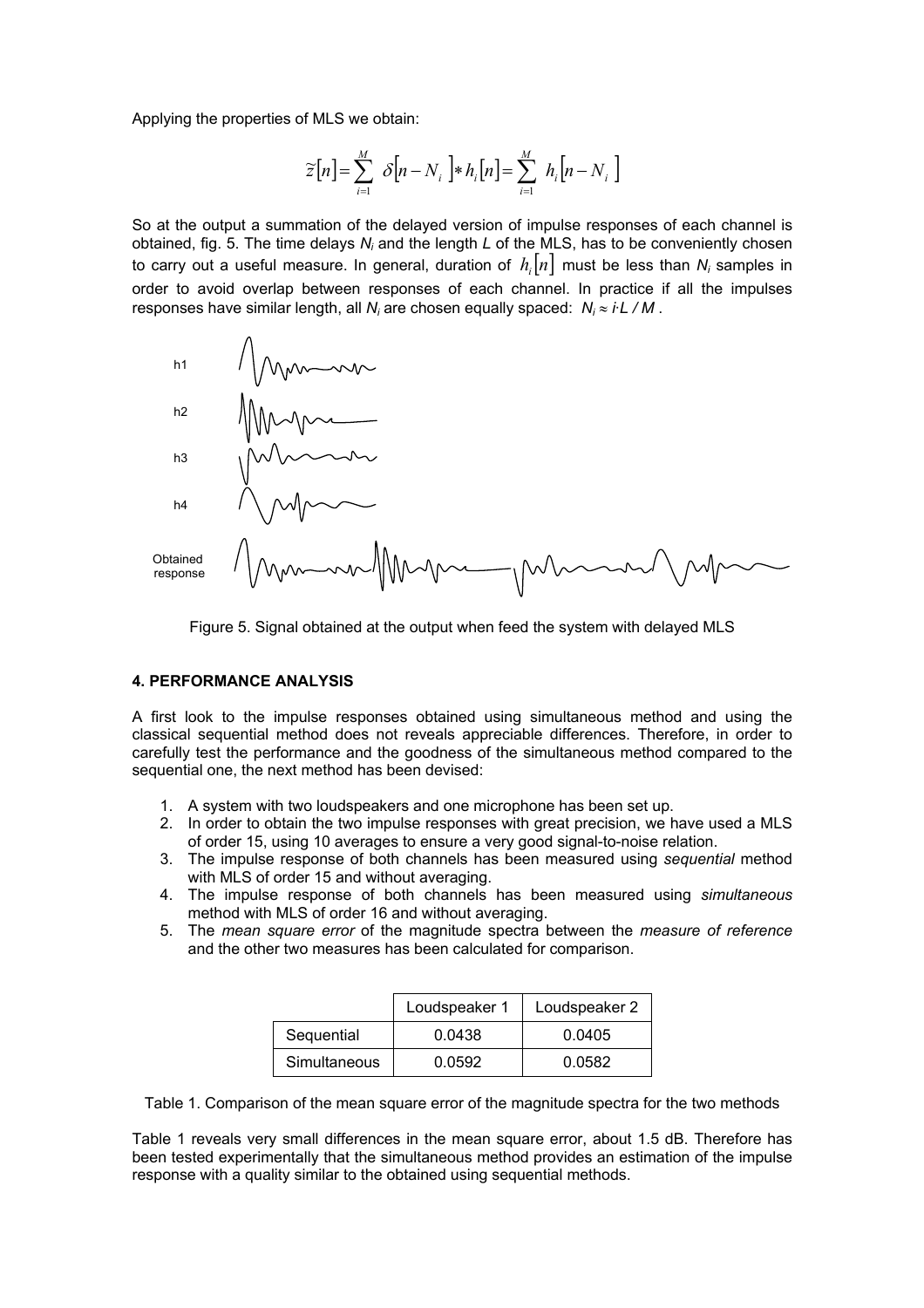Applying the properties of MLS we obtain:

$$\widetilde{z}[n] = \sum_{i=1}^{M} \delta[n - N_i] * h_i[n] = \sum_{i=1}^{M} h_i[n - N_i]$$

So at the output a summation of the delayed version of impulse responses of each channel is obtained, fig. 5. The time delays $N_i$ and the length $L$ of the MLS, has to be conveniently chosen to carry out a useful measure. In general, duration of $h_i[n]$ must be less than $N_i$ samples in order to avoid overlap between responses of each channel. In practice if all the impulses responses have similar length, all $N_i$ are chosen equally spaced: $N_i \approx i \cdot L / M$ .

Figure 5. Signal obtained at the output when feed the system with delayed MLS

## 4. PERFORMANCE ANALYSIS

A first look to the impulse responses obtained using simultaneous method and using the classical sequential method does not reveals appreciable differences. Therefore, in order to carefully test the performance and the goodness of the simultaneous method compared to the sequential one, the next method has been devised:

1. A system with two loudspeakers and one microphone has been set up.
2. In order to obtain the two impulse responses with great precision, we have used a MLS of order 15, using 10 averages to ensure a very good signal-to-noise relation.
3. The impulse response of both channels has been measured using *sequential* method with MLS of order 15 and without averaging.
4. The impulse response of both channels has been measured using *simultaneous* method with MLS of order 16 and without averaging.
5. The *mean square error* of the magnitude spectra between the *measure of reference* and the other two measures has been calculated for comparison.

| | Loudspeaker 1 | Loudspeaker 2 |
|---|---|---|
| Sequential | 0.0438 | 0.0405 |
| Simultaneous | 0.0592 | 0.0582 |

Table 1. Comparison of the mean square error of the magnitude spectra for the two methods

Table 1 reveals very small differences in the mean square error, about 1.5 dB. Therefore has been tested experimentally that the simultaneous method provides an estimation of the impulse response with a quality similar to the obtained using sequential methods.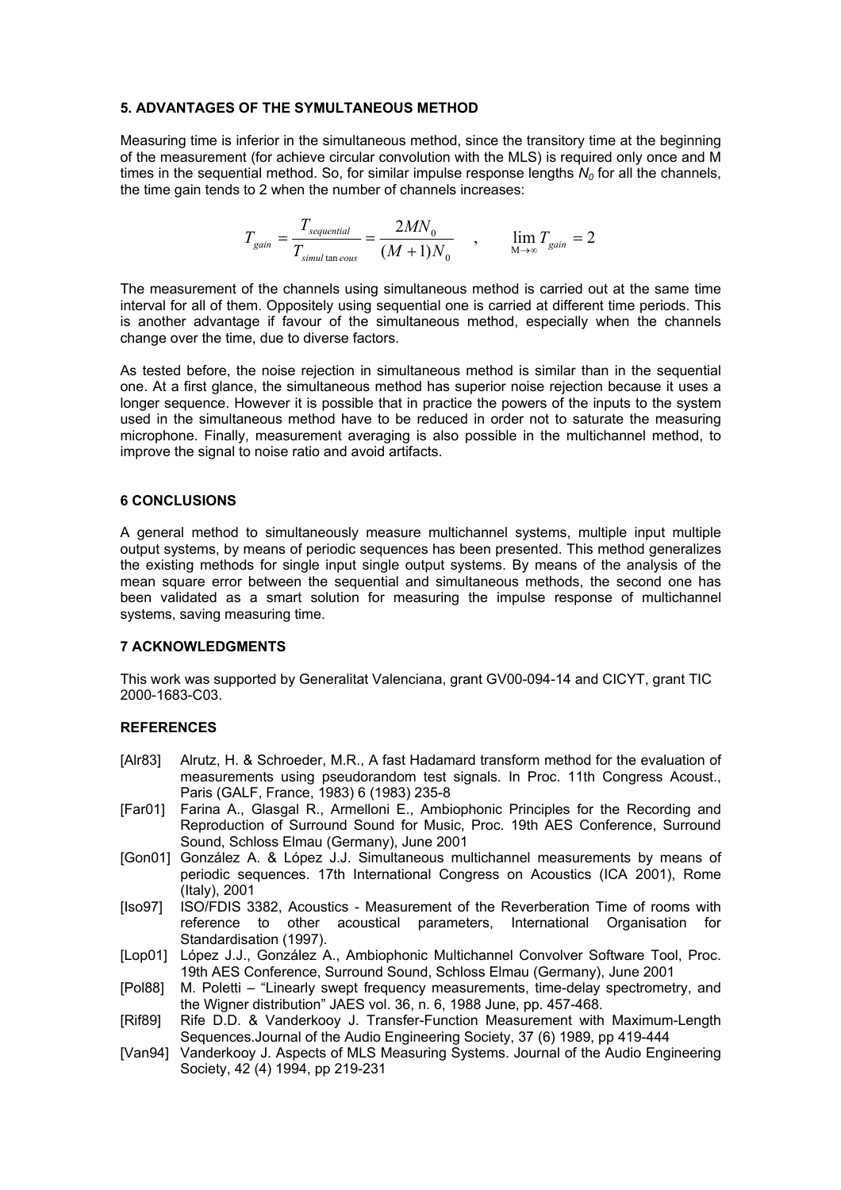## 5. ADVANTAGES OF THE SYMULTANEOUS METHOD

Measuring time is inferior in the simultaneous method, since the transitory time at the beginning of the measurement (for achieve circular convolution with the MLS) is required only once and M times in the sequential method. So, for similar impulse response lengths $N_0$ for all the channels, the time gain tends to 2 when the number of channels increases:

$$T_{gain} = \frac{T_{sequential}}{T_{simul\tan eous}} = \frac{2MN_0}{(M+1)N_0} \quad , \qquad \lim_{M \to \infty} T_{gain} = 2$$

The measurement of the channels using simultaneous method is carried out at the same time interval for all of them. Oppositely using sequential one is carried at different time periods. This is another advantage if favour of the simultaneous method, especially when the channels change over the time, due to diverse factors.

As tested before, the noise rejection in simultaneous method is similar than in the sequential one. At a first glance, the simultaneous method has superior noise rejection because it uses a longer sequence. However it is possible that in practice the powers of the inputs to the system used in the simultaneous method have to be reduced in order not to saturate the measuring microphone. Finally, measurement averaging is also possible in the multichannel method, to improve the signal to noise ratio and avoid artifacts.

## 6 CONCLUSIONS

A general method to simultaneously measure multichannel systems, multiple input multiple output systems, by means of periodic sequences has been presented. This method generalizes the existing methods for single input single output systems. By means of the analysis of the mean square error between the sequential and simultaneous methods, the second one has been validated as a smart solution for measuring the impulse response of multichannel systems, saving measuring time.

## 7 ACKNOWLEDGMENTS

This work was supported by Generalitat Valenciana, grant GV00-094-14 and CICYT, grant TIC 2000-1683-C03.

## REFERENCES

- [Alr83] Alrutz, H. & Schroeder, M.R., A fast Hadamard transform method for the evaluation of measurements using pseudorandom test signals. In Proc. 11th Congress Acoust., Paris (GALF, France, 1983) 6 (1983) 235-8
- [Far01] Farina A., Glasgal R., Armelloni E., Ambiophonic Principles for the Recording and Reproduction of Surround Sound for Music, Proc. 19th AES Conference, Surround Sound, Schloss Elmau (Germany), June 2001
- [Gon01] González A. & López J.J. Simultaneous multichannel measurements by means of periodic sequences. 17th International Congress on Acoustics (ICA 2001), Rome (Italy), 2001
- [Iso97] ISO/FDIS 3382, Acoustics - Measurement of the Reverberation Time of rooms with reference to other acoustical parameters, International Organisation for Standardisation (1997).
- [Lop01] López J.J., González A., Ambiophonic Multichannel Convolver Software Tool, Proc. 19th AES Conference, Surround Sound, Schloss Elmau (Germany), June 2001
- [Pol88] M. Poletti – "Linearly swept frequency measurements, time-delay spectrometry, and the Wigner distribution" JAES vol. 36, n. 6, 1988 June, pp. 457-468.
- [Rif89] Rife D.D. & Vanderkooy J. Transfer-Function Measurement with Maximum-Length Sequences.Journal of the Audio Engineering Society, 37 (6) 1989, pp 419-444
- [Van94] Vanderkooy J. Aspects of MLS Measuring Systems. Journal of the Audio Engineering Society, 42 (4) 1994, pp 219-231